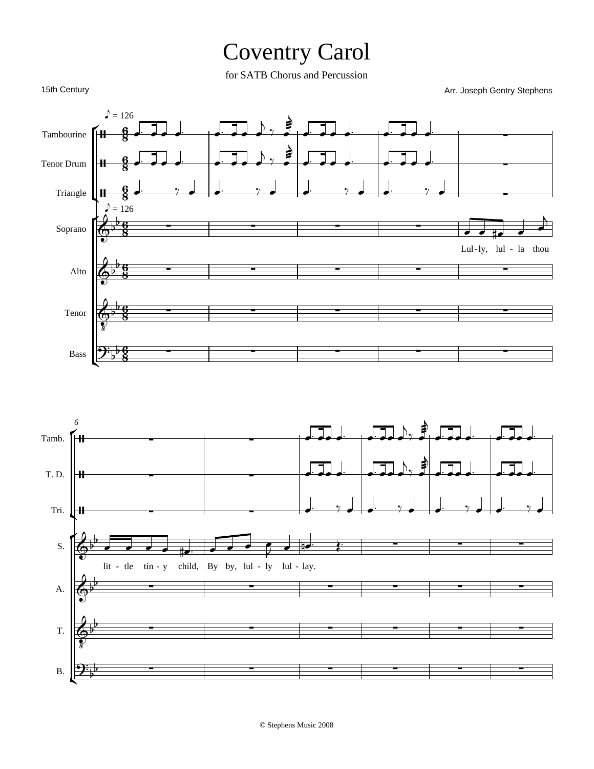# Coventry Carol

for SATB Chorus and Percussion

15th Century

Arr. Joseph Gentry Stephens

♪ = 126

Tambourine

Tenor Drum

Triangle

Soprano

Alto

Tenor

Bass

Lul-ly, lul - la thou lit - tle tin - y child, By by, lul - ly lul - lay.

© Stephens Music 2008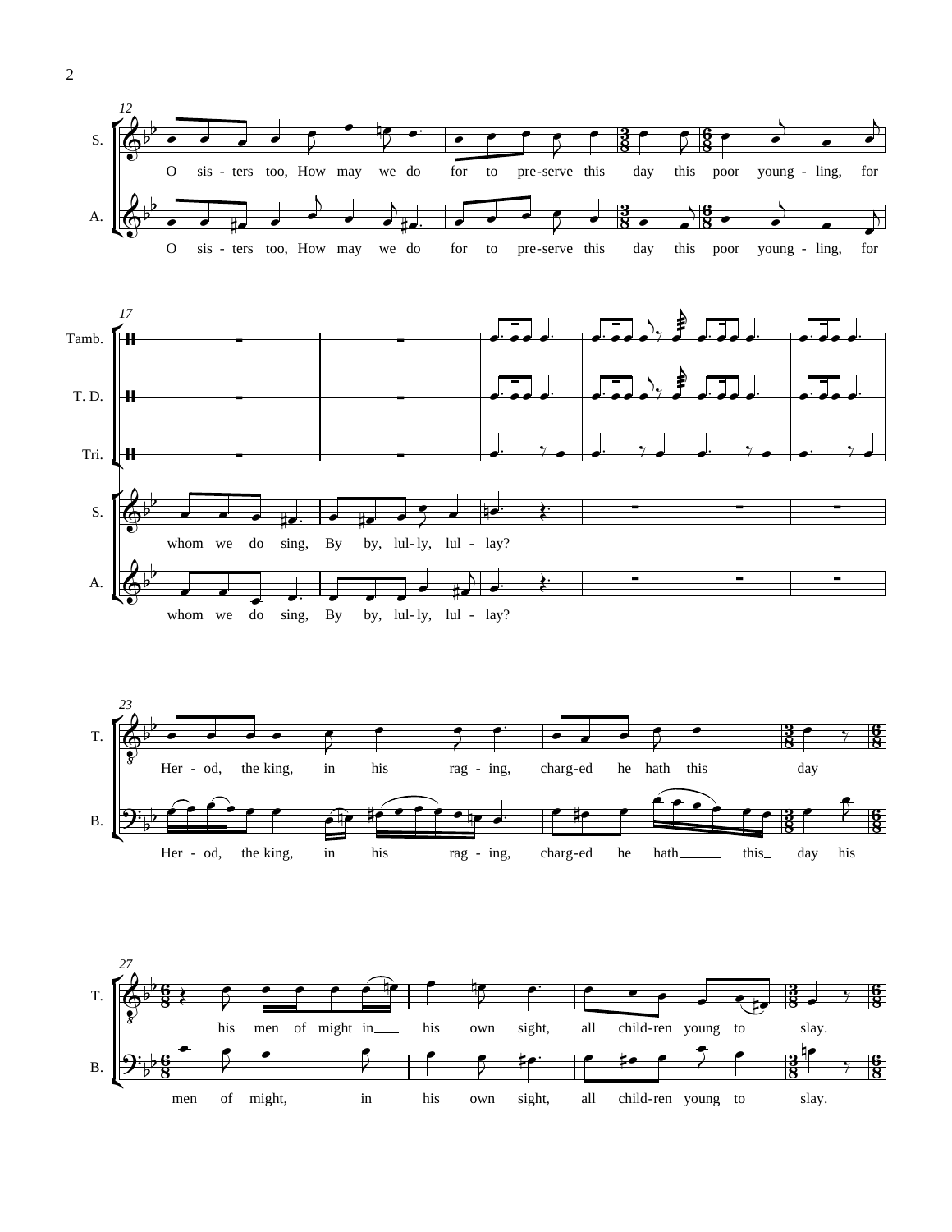12

S.
O sis - ters too, How may we do for to pre-serve this day this poor young - ling, for

A.
O sis - ters too, How may we do for to pre-serve this day this poor young - ling, for

17

Tamb.

T. D.

Tri.

S.
whom we do sing, By by, lul-ly, lul - lay?

A.
whom we do sing, By by, lul-ly, lul - lay?

23

T.
Her - od, the king, in his rag - ing, charg-ed he hath this day

B.
Her - od, the king, in his rag - ing, charg-ed he hath___ this_ day his

27

T.
his men of might in___ his own sight, all child-ren young to slay.

B.
men of might, in his own sight, all child-ren young to slay.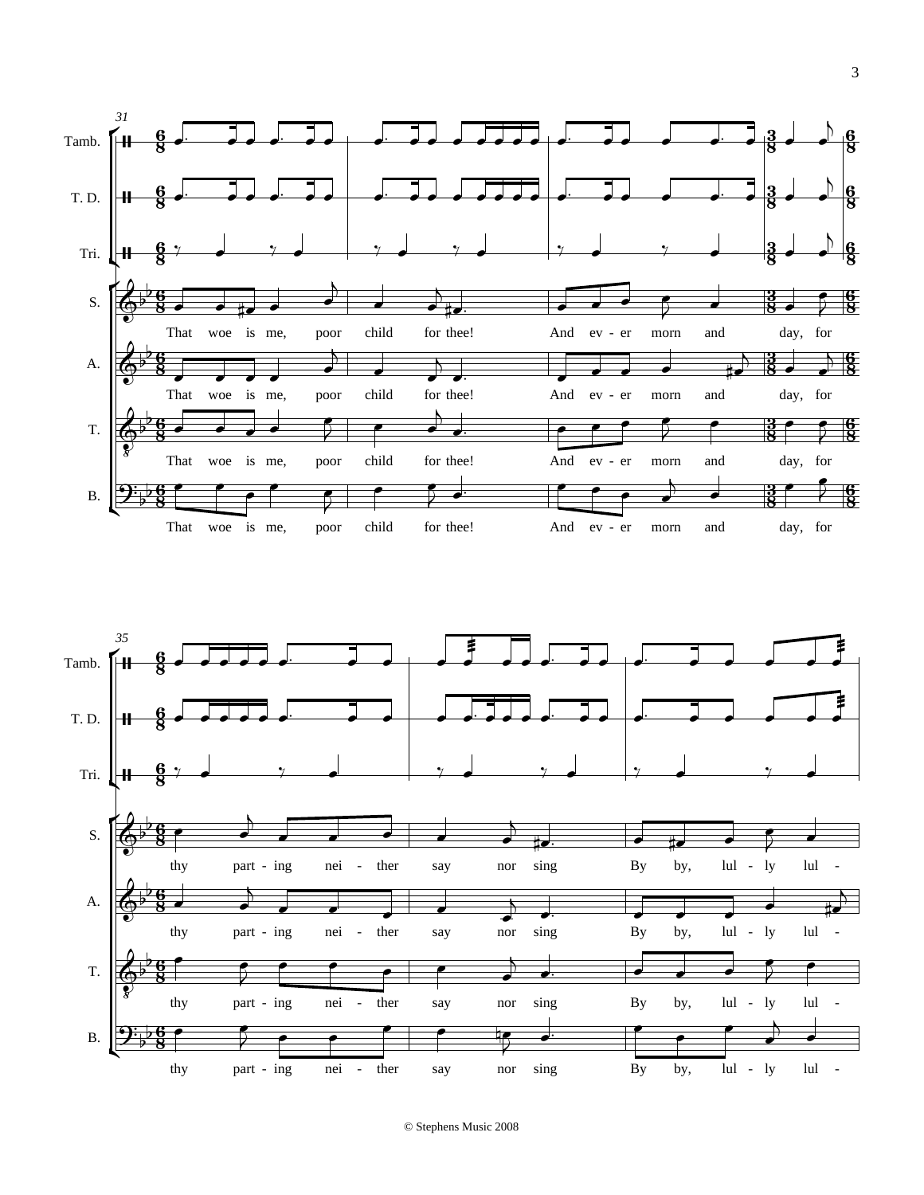31

Tamb.

T. D.

Tri.

S. That woe is me, poor child for thee! And ev - er morn and day, for

A. That woe is me, poor child for thee! And ev - er morn and day, for

T. That woe is me, poor child for thee! And ev - er morn and day, for

B. That woe is me, poor child for thee! And ev - er morn and day, for

35

Tamb.

T. D.

Tri.

S. thy part - ing nei - ther say nor sing By by, lul - ly lul -

A. thy part - ing nei - ther say nor sing By by, lul - ly lul -

T. thy part - ing nei - ther say nor sing By by, lul - ly lul -

B. thy part - ing nei - ther say nor sing By by, lul - ly lul -

© Stephens Music 2008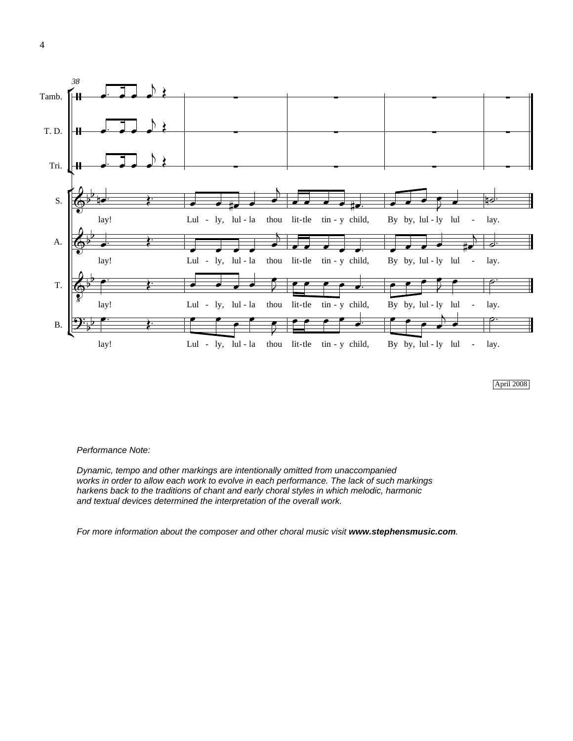*Performance Note:*

*Dynamic, tempo and other markings are intentionally omitted from unaccompanied works in order to allow each work to evolve in each performance. The lack of such markings harkens back to the traditions of chant and early choral styles in which melodic, harmonic and textual devices determined the interpretation of the overall work.*

*For more information about the composer and other choral music visit* ***www.stephensmusic.com****.*